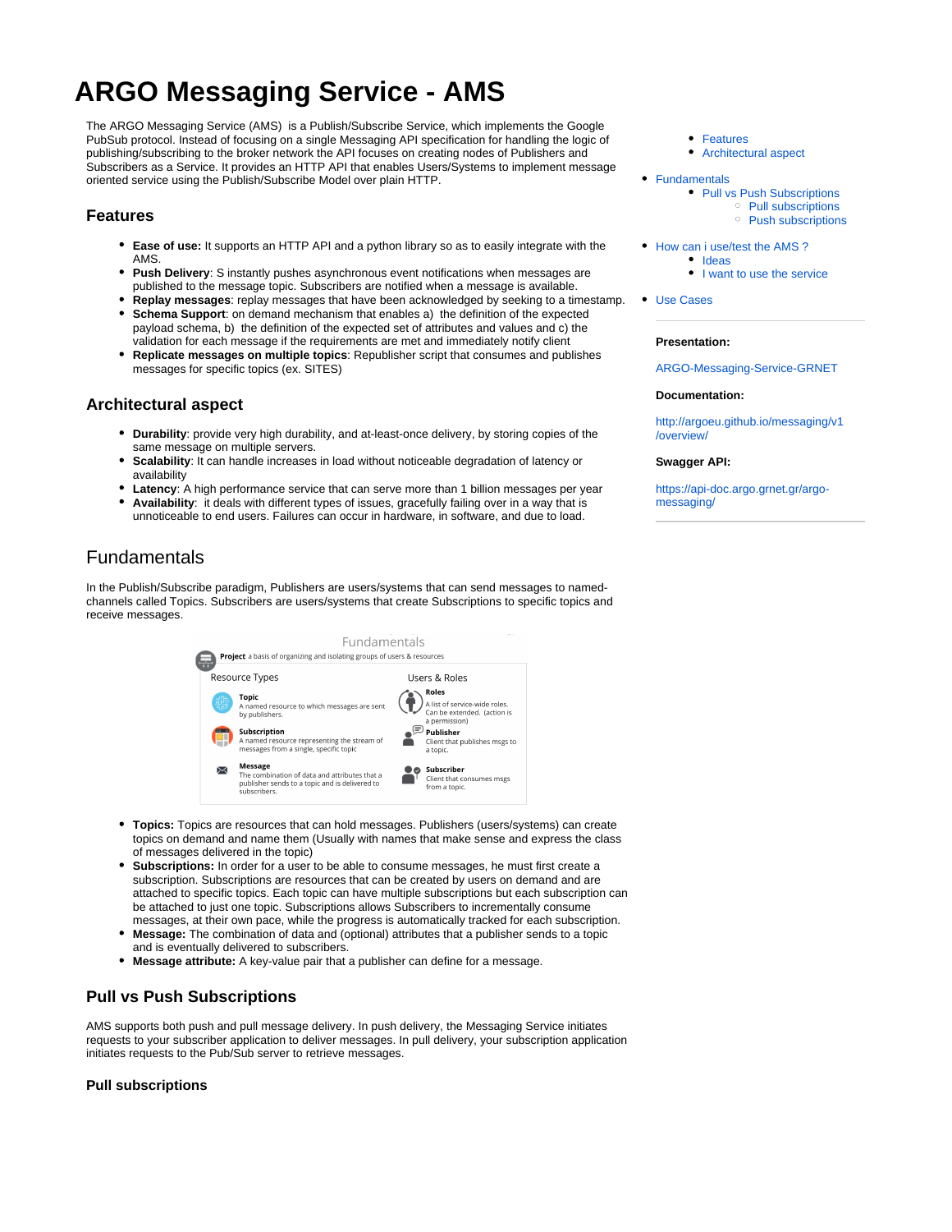# ARGO Messaging Service - AMS

The ARGO Messaging Service (AMS) is a Publish/Subscribe Service, which implements the Google PubSub protocol. Instead of focusing on a single Messaging API specification for handling the logic of publishing/subscribing to the broker network the API focuses on creating nodes of Publishers and Subscribers as a Service. It provides an HTTP API that enables Users/Systems to implement message oriented service using the Publish/Subscribe Model over plain HTTP.

- Features
- Architectural aspect
- Fundamentals
  - Pull vs Push Subscriptions
    - Pull subscriptions
    - Push subscriptions
- How can i use/test the AMS ?
  - Ideas
  - I want to use the service
- Use Cases

**Presentation:**

ARGO-Messaging-Service-GRNET

**Documentation:**

http://argoeu.github.io/messaging/v1/overview/

**Swagger API:**

https://api-doc.argo.grnet.gr/argo-messaging/

## Features

- **Ease of use:** It supports an HTTP API and a python library so as to easily integrate with the AMS.
- **Push Delivery**: S instantly pushes asynchronous event notifications when messages are published to the message topic. Subscribers are notified when a message is available.
- **Replay messages**: replay messages that have been acknowledged by seeking to a timestamp.
- **Schema Support**: on demand mechanism that enables a) the definition of the expected payload schema, b) the definition of the expected set of attributes and values and c) the validation for each message if the requirements are met and immediately notify client
- **Replicate messages on multiple topics**: Republisher script that consumes and publishes messages for specific topics (ex. SITES)

## Architectural aspect

- **Durability**: provide very high durability, and at-least-once delivery, by storing copies of the same message on multiple servers.
- **Scalability**: It can handle increases in load without noticeable degradation of latency or availability
- **Latency**: A high performance service that can serve more than 1 billion messages per year
- **Availability**: it deals with different types of issues, gracefully failing over in a way that is unnoticeable to end users. Failures can occur in hardware, in software, and due to load.

## Fundamentals

In the Publish/Subscribe paradigm, Publishers are users/systems that can send messages to named-channels called Topics. Subscribers are users/systems that create Subscriptions to specific topics and receive messages.

Fundamentals

**Project** a basis of organizing and isolating groups of users & resources

| Resource Types | Users & Roles |
| --- | --- |
| **Topic** A named resource to which messages are sent by publishers. | **Roles** A list of service-wide roles. Can be extended. (action is a permission) |
| **Subscription** A named resource representing the stream of messages from a single, specific topic | **Publisher** Client that publishes msgs to a topic. |
| **Message** The combination of data and attributes that a publisher sends to a topic and is delivered to subscribers. | **Subscriber** Client that consumes msgs from a topic. |

- **Topics:** Topics are resources that can hold messages. Publishers (users/systems) can create topics on demand and name them (Usually with names that make sense and express the class of messages delivered in the topic)
- **Subscriptions:** In order for a user to be able to consume messages, he must first create a subscription. Subscriptions are resources that can be created by users on demand and are attached to specific topics. Each topic can have multiple subscriptions but each subscription can be attached to just one topic. Subscriptions allows Subscribers to incrementally consume messages, at their own pace, while the progress is automatically tracked for each subscription.
- **Message:** The combination of data and (optional) attributes that a publisher sends to a topic and is eventually delivered to subscribers.
- **Message attribute:** A key-value pair that a publisher can define for a message.

## Pull vs Push Subscriptions

AMS supports both push and pull message delivery. In push delivery, the Messaging Service initiates requests to your subscriber application to deliver messages. In pull delivery, your subscription application initiates requests to the Pub/Sub server to retrieve messages.

### Pull subscriptions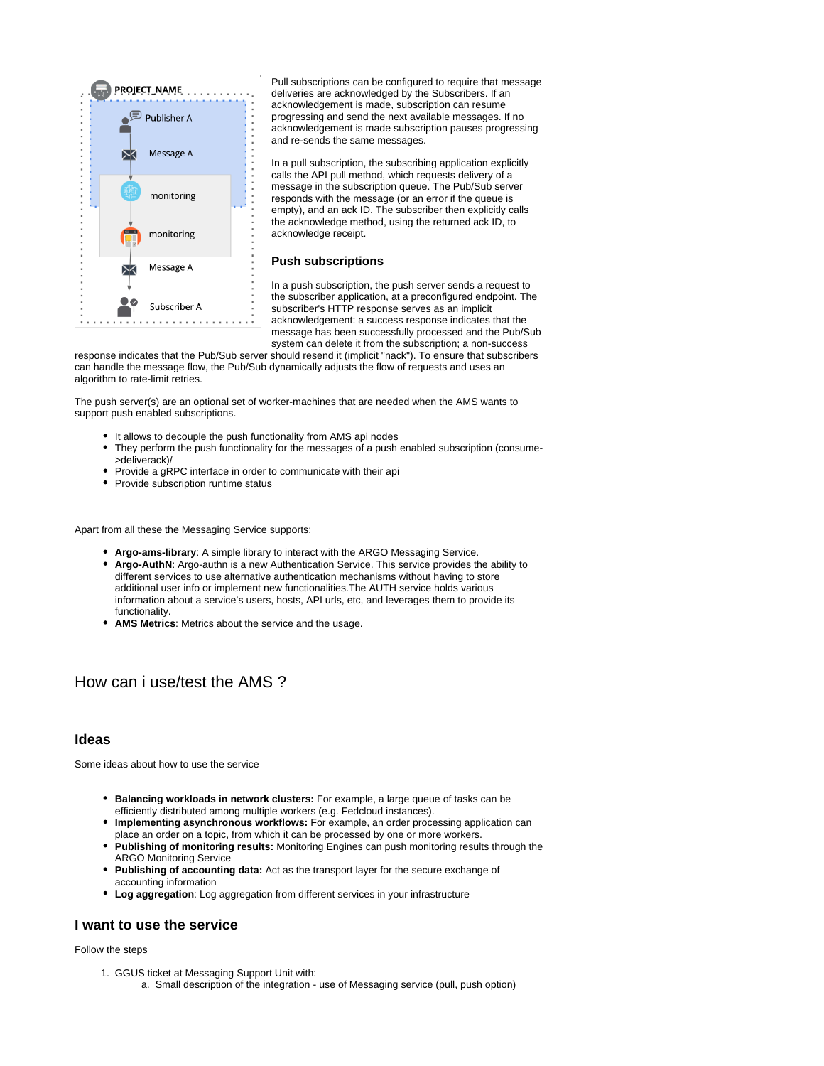Pull subscriptions can be configured to require that message deliveries are acknowledged by the Subscribers. If an acknowledgement is made, subscription can resume progressing and send the next available messages. If no acknowledgement is made subscription pauses progressing and re-sends the same messages.

In a pull subscription, the subscribing application explicitly calls the API pull method, which requests delivery of a message in the subscription queue. The Pub/Sub server responds with the message (or an error if the queue is empty), and an ack ID. The subscriber then explicitly calls the acknowledge method, using the returned ack ID, to acknowledge receipt.

### Push subscriptions

In a push subscription, the push server sends a request to the subscriber application, at a preconfigured endpoint. The subscriber's HTTP response serves as an implicit acknowledgement: a success response indicates that the message has been successfully processed and the Pub/Sub system can delete it from the subscription; a non-success response indicates that the Pub/Sub server should resend it (implicit "nack"). To ensure that subscribers can handle the message flow, the Pub/Sub dynamically adjusts the flow of requests and uses an algorithm to rate-limit retries.

The push server(s) are an optional set of worker-machines that are needed when the AMS wants to support push enabled subscriptions.

- It allows to decouple the push functionality from AMS api nodes
- They perform the push functionality for the messages of a push enabled subscription (consume->deliverack)/
- Provide a gRPC interface in order to communicate with their api
- Provide subscription runtime status

Apart from all these the Messaging Service supports:

- **Argo-ams-library**: A simple library to interact with the ARGO Messaging Service.
- **Argo-AuthN**: Argo-authn is a new Authentication Service. This service provides the ability to different services to use alternative authentication mechanisms without having to store additional user info or implement new functionalities.The AUTH service holds various information about a service's users, hosts, API urls, etc, and leverages them to provide its functionality.
- **AMS Metrics**: Metrics about the service and the usage.

## How can i use/test the AMS ?

### Ideas

Some ideas about how to use the service

- **Balancing workloads in network clusters:** For example, a large queue of tasks can be efficiently distributed among multiple workers (e.g. Fedcloud instances).
- **Implementing asynchronous workflows:** For example, an order processing application can place an order on a topic, from which it can be processed by one or more workers.
- **Publishing of monitoring results:** Monitoring Engines can push monitoring results through the ARGO Monitoring Service
- **Publishing of accounting data:** Act as the transport layer for the secure exchange of accounting information
- **Log aggregation**: Log aggregation from different services in your infrastructure

### I want to use the service

Follow the steps

1. GGUS ticket at Messaging Support Unit with:
   a. Small description of the integration - use of Messaging service (pull, push option)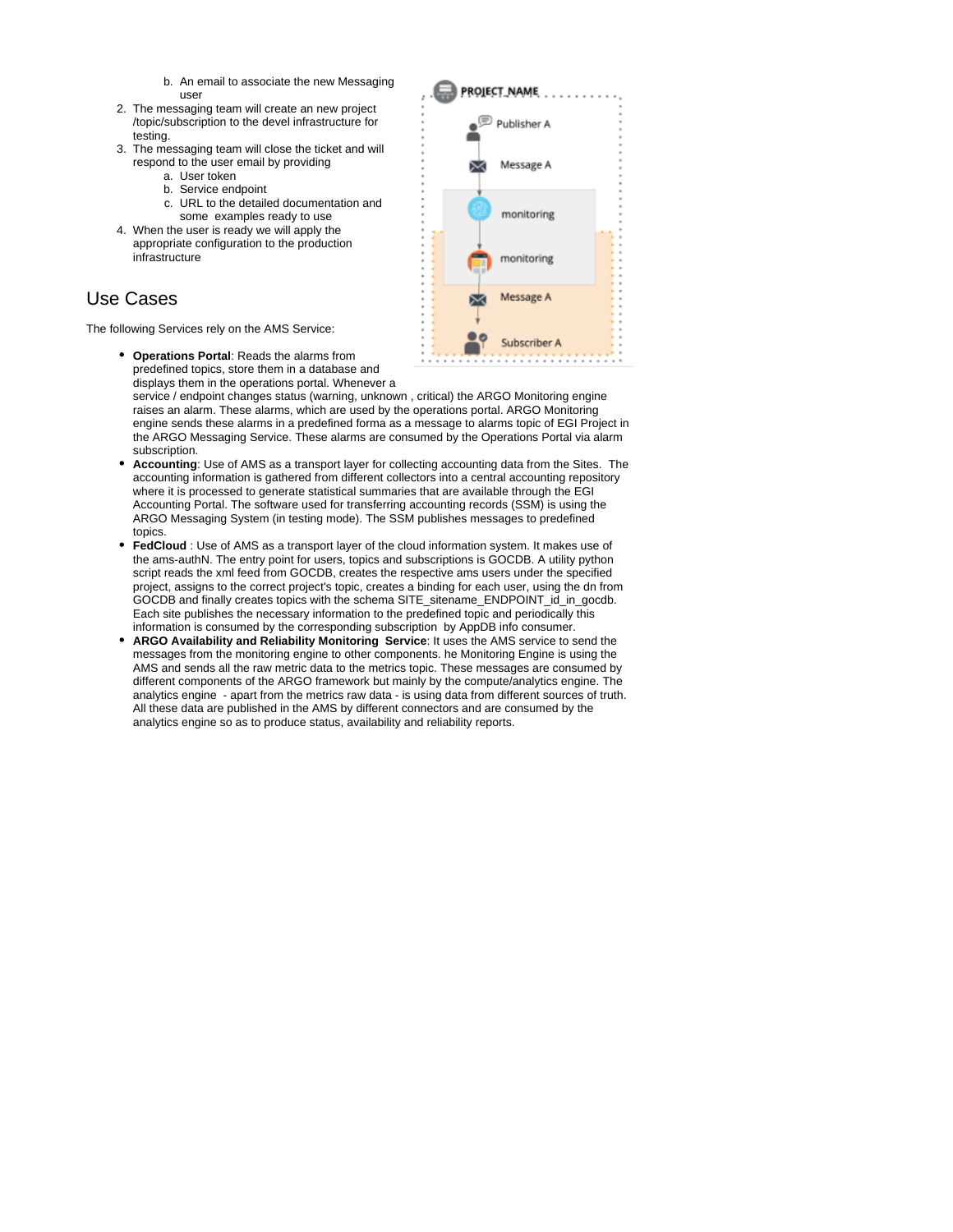b. An email to associate the new Messaging user
2. The messaging team will create an new project /topic/subscription to the devel infrastructure for testing.
3. The messaging team will close the ticket and will respond to the user email by providing
    a. User token
    b. Service endpoint
    c. URL to the detailed documentation and some examples ready to use
4. When the user is ready we will apply the appropriate configuration to the production infrastructure

PROJECT_NAME

Publisher A

Message A

monitoring

monitoring

Message A

Subscriber A

## Use Cases

The following Services rely on the AMS Service:

- **Operations Portal**: Reads the alarms from predefined topics, store them in a database and displays them in the operations portal. Whenever a service / endpoint changes status (warning, unknown , critical) the ARGO Monitoring engine raises an alarm. These alarms, which are used by the operations portal. ARGO Monitoring engine sends these alarms in a predefined forma as a message to alarms topic of EGI Project in the ARGO Messaging Service. These alarms are consumed by the Operations Portal via alarm subscription.
- **Accounting**: Use of AMS as a transport layer for collecting accounting data from the Sites. The accounting information is gathered from different collectors into a central accounting repository where it is processed to generate statistical summaries that are available through the EGI Accounting Portal. The software used for transferring accounting records (SSM) is using the ARGO Messaging System (in testing mode). The SSM publishes messages to predefined topics.
- **FedCloud** : Use of AMS as a transport layer of the cloud information system. It makes use of the ams-authN. The entry point for users, topics and subscriptions is GOCDB. A utility python script reads the xml feed from GOCDB, creates the respective ams users under the specified project, assigns to the correct project's topic, creates a binding for each user, using the dn from GOCDB and finally creates topics with the schema SITE_sitename_ENDPOINT_id_in_gocdb. Each site publishes the necessary information to the predefined topic and periodically this information is consumed by the corresponding subscription by AppDB info consumer.
- **ARGO Availability and Reliability Monitoring Service**: It uses the AMS service to send the messages from the monitoring engine to other components. he Monitoring Engine is using the AMS and sends all the raw metric data to the metrics topic. These messages are consumed by different components of the ARGO framework but mainly by the compute/analytics engine. The analytics engine - apart from the metrics raw data - is using data from different sources of truth. All these data are published in the AMS by different connectors and are consumed by the analytics engine so as to produce status, availability and reliability reports.